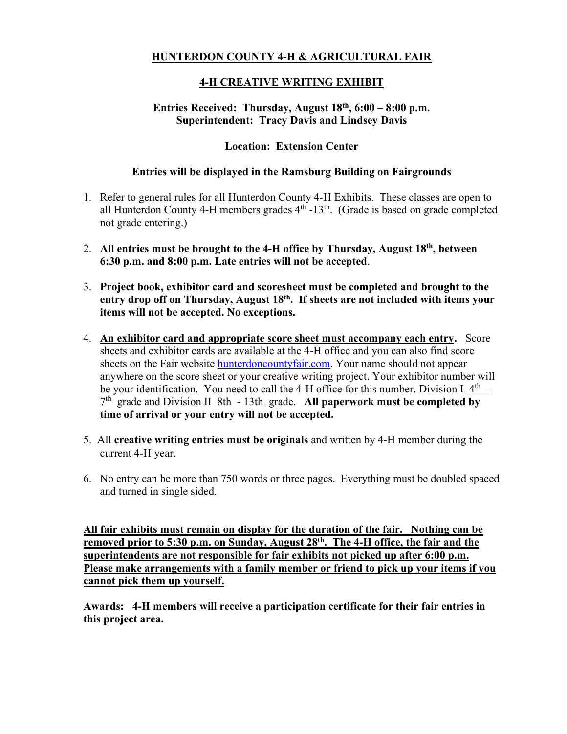# HUNTERDON COUNTY 4-H & AGRICULTURAL FAIR

## 4-H CREATIVE WRITING EXHIBIT

**Entries Received: Thursday, August 18th, 6:00 – 8:00 p.m.**
**Superintendent: Tracy Davis and Lindsey Davis**

**Location: Extension Center**

**Entries will be displayed in the Ramsburg Building on Fairgrounds**

1. Refer to general rules for all Hunterdon County 4-H Exhibits. These classes are open to all Hunterdon County 4-H members grades 4th -13th. (Grade is based on grade completed not grade entering.)

2. **All entries must be brought to the 4-H office by Thursday, August 18th, between 6:30 p.m. and 8:00 p.m. Late entries will not be accepted**.

3. **Project book, exhibitor card and scoresheet must be completed and brought to the entry drop off on Thursday, August 18th. If sheets are not included with items your items will not be accepted. No exceptions.**

4. **An exhibitor card and appropriate score sheet must accompany each entry.** Score sheets and exhibitor cards are available at the 4-H office and you can also find score sheets on the Fair website hunterdoncountyfair.com. Your name should not appear anywhere on the score sheet or your creative writing project. Your exhibitor number will be your identification. You need to call the 4-H office for this number. Division I 4th - 7th grade and Division II 8th - 13th grade. **All paperwork must be completed by time of arrival or your entry will not be accepted.**

5. All **creative writing entries must be originals** and written by 4-H member during the current 4-H year.

6. No entry can be more than 750 words or three pages. Everything must be doubled spaced and turned in single sided.

**All fair exhibits must remain on display for the duration of the fair. Nothing can be removed prior to 5:30 p.m. on Sunday, August 28th. The 4-H office, the fair and the superintendents are not responsible for fair exhibits not picked up after 6:00 p.m. Please make arrangements with a family member or friend to pick up your items if you cannot pick them up yourself.**

**Awards: 4-H members will receive a participation certificate for their fair entries in this project area.**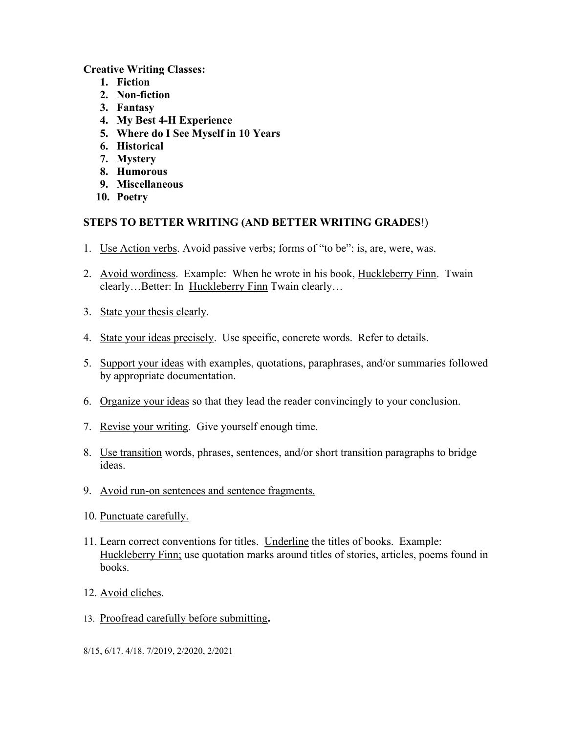**Creative Writing Classes:**

1. **Fiction**
2. **Non-fiction**
3. **Fantasy**
4. **My Best 4-H Experience**
5. **Where do I See Myself in 10 Years**
6. **Historical**
7. **Mystery**
8. **Humorous**
9. **Miscellaneous**
10. **Poetry**

**STEPS TO BETTER WRITING (AND BETTER WRITING GRADES!)**

1. <u>Use Action verbs</u>. Avoid passive verbs; forms of "to be": is, are, were, was.

2. <u>Avoid wordiness</u>. Example: When he wrote in his book, <u>Huckleberry Finn</u>. Twain clearly…Better: In <u>Huckleberry Finn</u> Twain clearly…

3. <u>State your thesis clearly</u>.

4. <u>State your ideas precisely</u>. Use specific, concrete words. Refer to details.

5. <u>Support your ideas</u> with examples, quotations, paraphrases, and/or summaries followed by appropriate documentation.

6. <u>Organize your ideas</u> so that they lead the reader convincingly to your conclusion.

7. <u>Revise your writing</u>. Give yourself enough time.

8. <u>Use transition</u> words, phrases, sentences, and/or short transition paragraphs to bridge ideas.

9. <u>Avoid run-on sentences and sentence fragments.</u>

10. <u>Punctuate carefully.</u>

11. Learn correct conventions for titles. <u>Underline</u> the titles of books. Example: <u>Huckleberry Finn;</u> use quotation marks around titles of stories, articles, poems found in books.

12. <u>Avoid cliches</u>.

13. <u>Proofread carefully before submitting</u>**.**

8/15, 6/17. 4/18. 7/2019, 2/2020, 2/2021